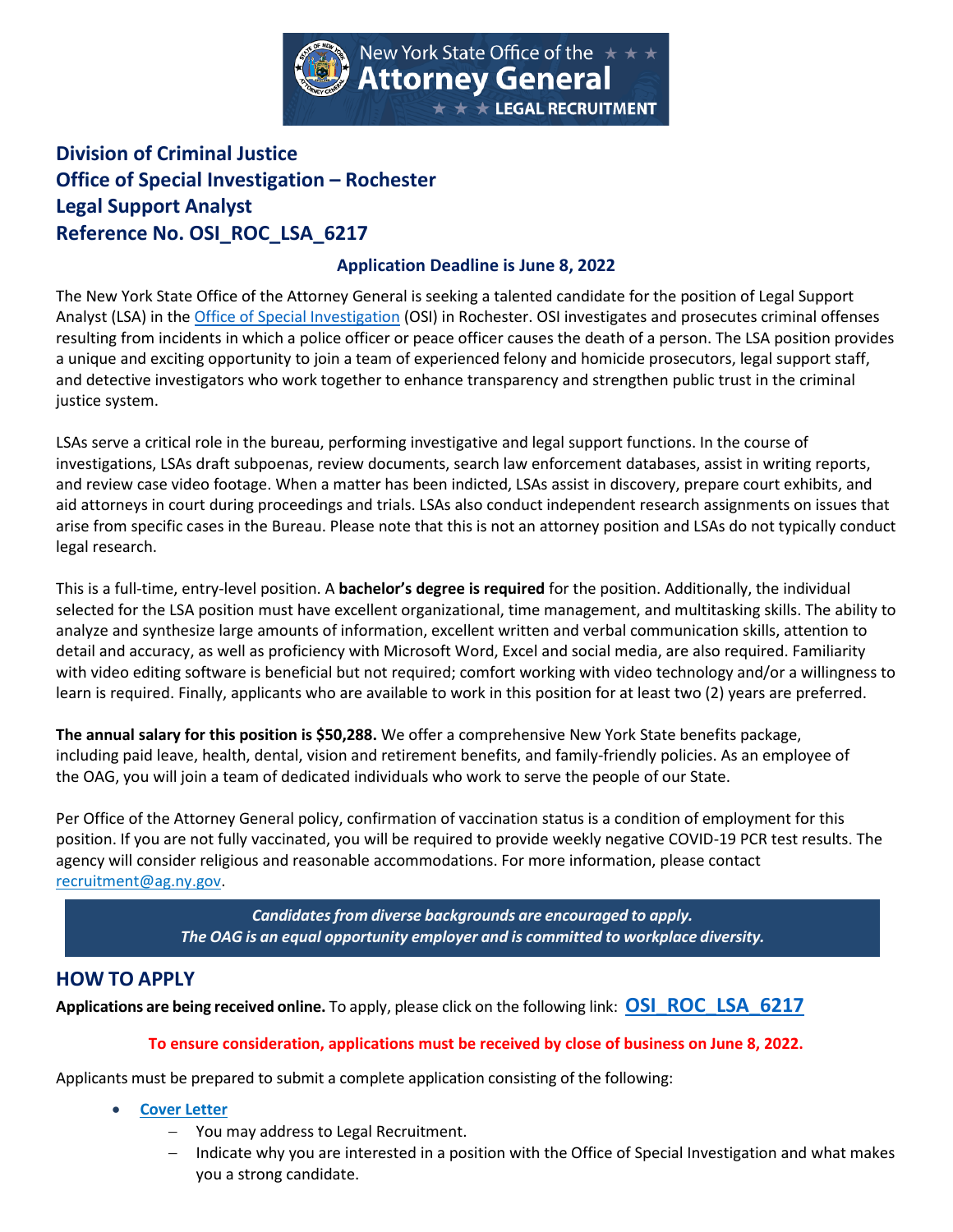New York State Office of the Attorney General — LEGAL RECRUITMENT

## Division of Criminal Justice
## Office of Special Investigation – Rochester
## Legal Support Analyst
## Reference No. OSI_ROC_LSA_6217

**Application Deadline is June 8, 2022**

The New York State Office of the Attorney General is seeking a talented candidate for the position of Legal Support Analyst (LSA) in the Office of Special Investigation (OSI) in Rochester. OSI investigates and prosecutes criminal offenses resulting from incidents in which a police officer or peace officer causes the death of a person. The LSA position provides a unique and exciting opportunity to join a team of experienced felony and homicide prosecutors, legal support staff, and detective investigators who work together to enhance transparency and strengthen public trust in the criminal justice system.

LSAs serve a critical role in the bureau, performing investigative and legal support functions. In the course of investigations, LSAs draft subpoenas, review documents, search law enforcement databases, assist in writing reports, and review case video footage. When a matter has been indicted, LSAs assist in discovery, prepare court exhibits, and aid attorneys in court during proceedings and trials. LSAs also conduct independent research assignments on issues that arise from specific cases in the Bureau. Please note that this is not an attorney position and LSAs do not typically conduct legal research.

This is a full-time, entry-level position. A **bachelor's degree is required** for the position. Additionally, the individual selected for the LSA position must have excellent organizational, time management, and multitasking skills. The ability to analyze and synthesize large amounts of information, excellent written and verbal communication skills, attention to detail and accuracy, as well as proficiency with Microsoft Word, Excel and social media, are also required. Familiarity with video editing software is beneficial but not required; comfort working with video technology and/or a willingness to learn is required. Finally, applicants who are available to work in this position for at least two (2) years are preferred.

**The annual salary for this position is $50,288.** We offer a comprehensive New York State benefits package, including paid leave, health, dental, vision and retirement benefits, and family-friendly policies. As an employee of the OAG, you will join a team of dedicated individuals who work to serve the people of our State.

Per Office of the Attorney General policy, confirmation of vaccination status is a condition of employment for this position. If you are not fully vaccinated, you will be required to provide weekly negative COVID-19 PCR test results. The agency will consider religious and reasonable accommodations. For more information, please contact recruitment@ag.ny.gov.

*Candidates from diverse backgrounds are encouraged to apply.*
*The OAG is an equal opportunity employer and is committed to workplace diversity.*

## HOW TO APPLY

**Applications are being received online.** To apply, please click on the following link: **OSI_ROC_LSA_6217**

**To ensure consideration, applications must be received by close of business on June 8, 2022.**

Applicants must be prepared to submit a complete application consisting of the following:

- **Cover Letter**
  - You may address to Legal Recruitment.
  - Indicate why you are interested in a position with the Office of Special Investigation and what makes you a strong candidate.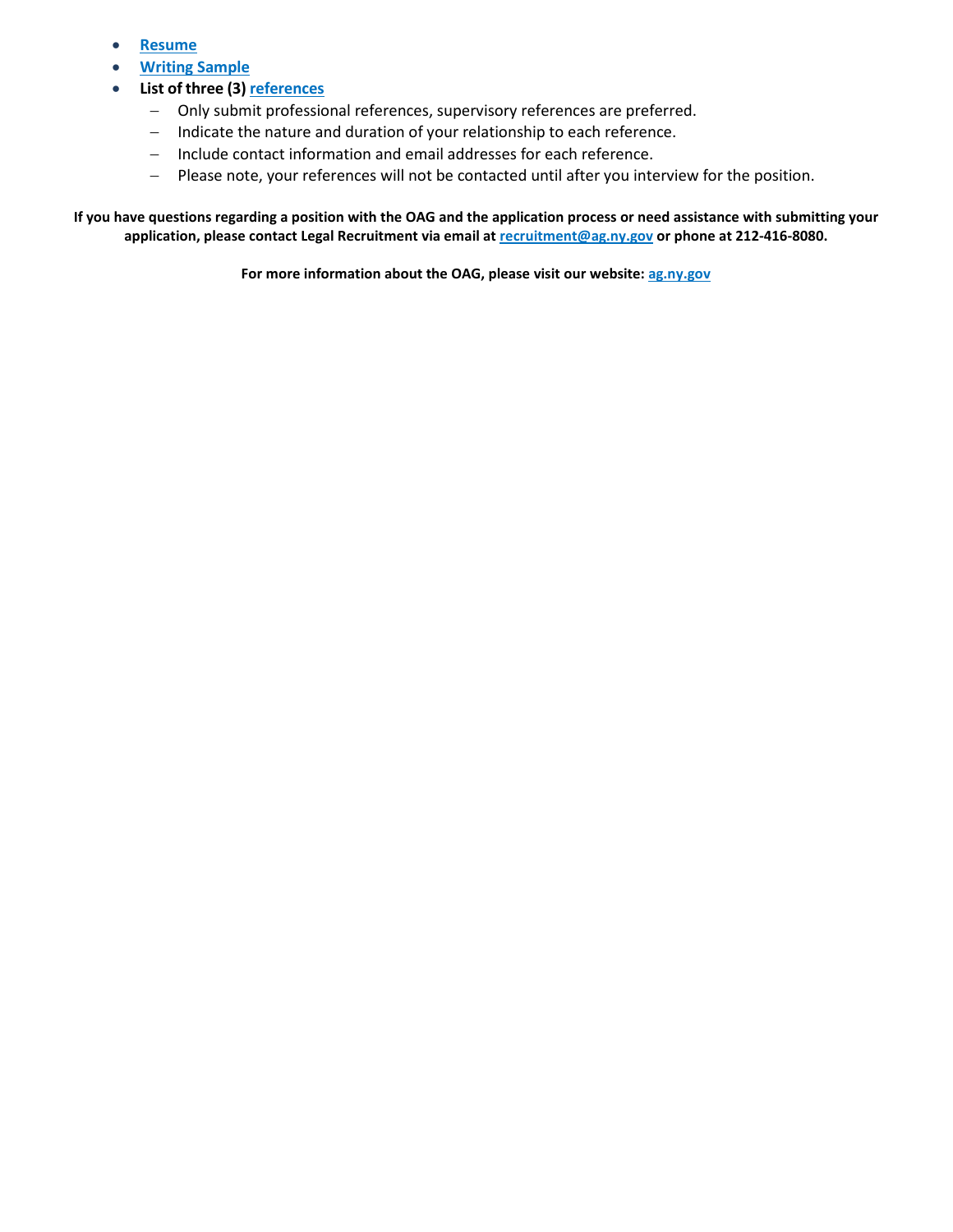- **Resume**
- **Writing Sample**
- **List of three (3) references**
  - Only submit professional references, supervisory references are preferred.
  - Indicate the nature and duration of your relationship to each reference.
  - Include contact information and email addresses for each reference.
  - Please note, your references will not be contacted until after you interview for the position.

**If you have questions regarding a position with the OAG and the application process or need assistance with submitting your application, please contact Legal Recruitment via email at recruitment@ag.ny.gov or phone at 212-416-8080.**

**For more information about the OAG, please visit our website: ag.ny.gov**